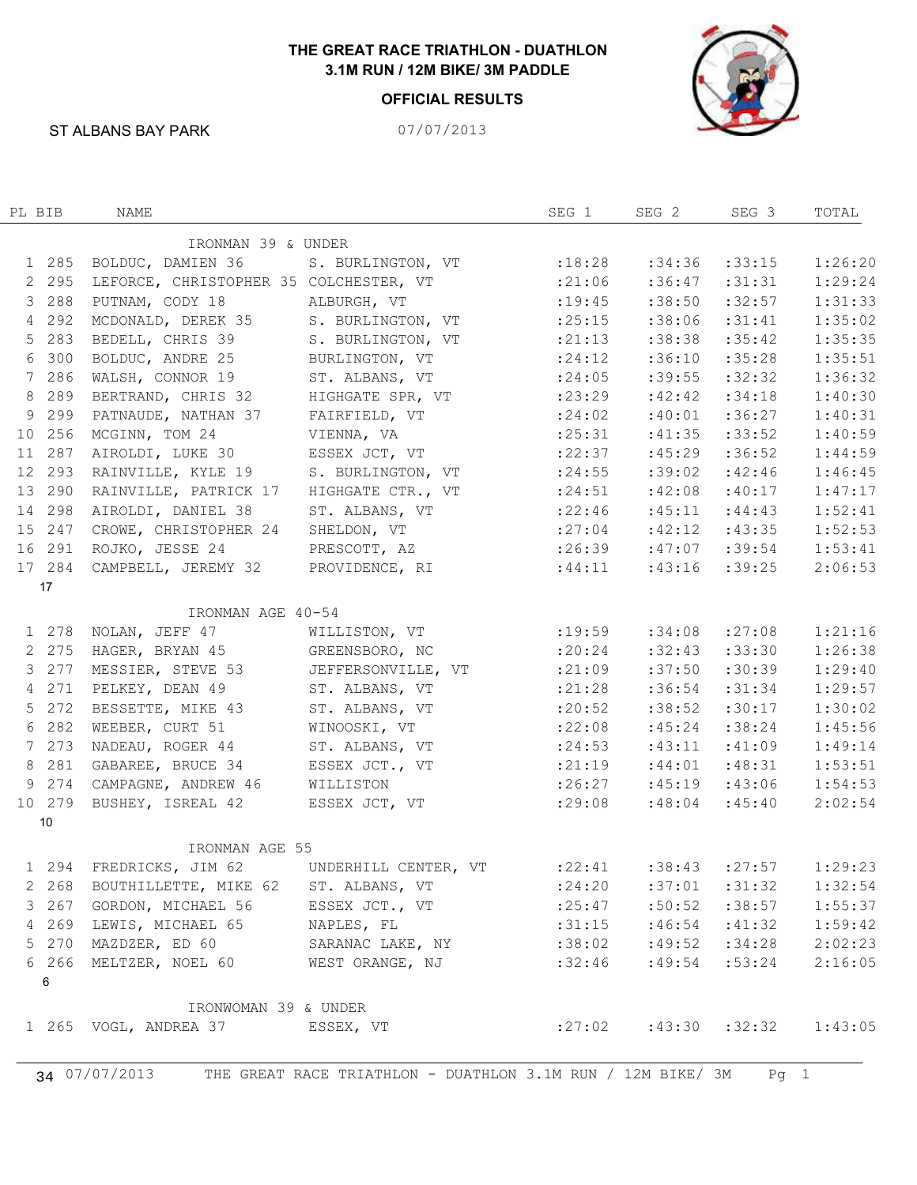# THE GREAT RACE TRIATHLON - DUATHLON
## 3.1M RUN / 12M BIKE/ 3M PADDLE

### OFFICIAL RESULTS

ST ALBANS BAY PARK 07/07/2013

| PL | BIB | NAME | | SEG 1 | SEG 2 | SEG 3 | TOTAL |
|---|---|---|---|---|---|---|---|
| | | IRONMAN 39 & UNDER | | | | | |
| 1 | 285 | BOLDUC, DAMIEN 36 | S. BURLINGTON, VT | :18:28 | :34:36 | :33:15 | 1:26:20 |
| 2 | 295 | LEFORCE, CHRISTOPHER 35 | COLCHESTER, VT | :21:06 | :36:47 | :31:31 | 1:29:24 |
| 3 | 288 | PUTNAM, CODY 18 | ALBURGH, VT | :19:45 | :38:50 | :32:57 | 1:31:33 |
| 4 | 292 | MCDONALD, DEREK 35 | S. BURLINGTON, VT | :25:15 | :38:06 | :31:41 | 1:35:02 |
| 5 | 283 | BEDELL, CHRIS 39 | S. BURLINGTON, VT | :21:13 | :38:38 | :35:42 | 1:35:35 |
| 6 | 300 | BOLDUC, ANDRE 25 | BURLINGTON, VT | :24:12 | :36:10 | :35:28 | 1:35:51 |
| 7 | 286 | WALSH, CONNOR 19 | ST. ALBANS, VT | :24:05 | :39:55 | :32:32 | 1:36:32 |
| 8 | 289 | BERTRAND, CHRIS 32 | HIGHGATE SPR, VT | :23:29 | :42:42 | :34:18 | 1:40:30 |
| 9 | 299 | PATNAUDE, NATHAN 37 | FAIRFIELD, VT | :24:02 | :40:01 | :36:27 | 1:40:31 |
| 10 | 256 | MCGINN, TOM 24 | VIENNA, VA | :25:31 | :41:35 | :33:52 | 1:40:59 |
| 11 | 287 | AIROLDI, LUKE 30 | ESSEX JCT, VT | :22:37 | :45:29 | :36:52 | 1:44:59 |
| 12 | 293 | RAINVILLE, KYLE 19 | S. BURLINGTON, VT | :24:55 | :39:02 | :42:46 | 1:46:45 |
| 13 | 290 | RAINVILLE, PATRICK 17 | HIGHGATE CTR., VT | :24:51 | :42:08 | :40:17 | 1:47:17 |
| 14 | 298 | AIROLDI, DANIEL 38 | ST. ALBANS, VT | :22:46 | :45:11 | :44:43 | 1:52:41 |
| 15 | 247 | CROWE, CHRISTOPHER 24 | SHELDON, VT | :27:04 | :42:12 | :43:35 | 1:52:53 |
| 16 | 291 | ROJKO, JESSE 24 | PRESCOTT, AZ | :26:39 | :47:07 | :39:54 | 1:53:41 |
| 17 | 284 | CAMPBELL, JEREMY 32 | PROVIDENCE, RI | :44:11 | :43:16 | :39:25 | 2:06:53 |
| 17 | | | | | | | |
| | | IRONMAN AGE 40-54 | | | | | |
| 1 | 278 | NOLAN, JEFF 47 | WILLISTON, VT | :19:59 | :34:08 | :27:08 | 1:21:16 |
| 2 | 275 | HAGER, BRYAN 45 | GREENSBORO, NC | :20:24 | :32:43 | :33:30 | 1:26:38 |
| 3 | 277 | MESSIER, STEVE 53 | JEFFERSONVILLE, VT | :21:09 | :37:50 | :30:39 | 1:29:40 |
| 4 | 271 | PELKEY, DEAN 49 | ST. ALBANS, VT | :21:28 | :36:54 | :31:34 | 1:29:57 |
| 5 | 272 | BESSETTE, MIKE 43 | ST. ALBANS, VT | :20:52 | :38:52 | :30:17 | 1:30:02 |
| 6 | 282 | WEEBER, CURT 51 | WINOOSKI, VT | :22:08 | :45:24 | :38:24 | 1:45:56 |
| 7 | 273 | NADEAU, ROGER 44 | ST. ALBANS, VT | :24:53 | :43:11 | :41:09 | 1:49:14 |
| 8 | 281 | GABAREE, BRUCE 34 | ESSEX JCT., VT | :21:19 | :44:01 | :48:31 | 1:53:51 |
| 9 | 274 | CAMPAGNE, ANDREW 46 | WILLISTON | :26:27 | :45:19 | :43:06 | 1:54:53 |
| 10 | 279 | BUSHEY, ISREAL 42 | ESSEX JCT, VT | :29:08 | :48:04 | :45:40 | 2:02:54 |
| 10 | | | | | | | |
| | | IRONMAN AGE 55 | | | | | |
| 1 | 294 | FREDRICKS, JIM 62 | UNDERHILL CENTER, VT | :22:41 | :38:43 | :27:57 | 1:29:23 |
| 2 | 268 | BOUTHILLETTE, MIKE 62 | ST. ALBANS, VT | :24:20 | :37:01 | :31:32 | 1:32:54 |
| 3 | 267 | GORDON, MICHAEL 56 | ESSEX JCT., VT | :25:47 | :50:52 | :38:57 | 1:55:37 |
| 4 | 269 | LEWIS, MICHAEL 65 | NAPLES, FL | :31:15 | :46:54 | :41:32 | 1:59:42 |
| 5 | 270 | MAZDZER, ED 60 | SARANAC LAKE, NY | :38:02 | :49:52 | :34:28 | 2:02:23 |
| 6 | 266 | MELTZER, NOEL 60 | WEST ORANGE, NJ | :32:46 | :49:54 | :53:24 | 2:16:05 |
| 6 | | | | | | | |
| | | IRONWOMAN 39 & UNDER | | | | | |
| 1 | 265 | VOGL, ANDREA 37 | ESSEX, VT | :27:02 | :43:30 | :32:32 | 1:43:05 |

34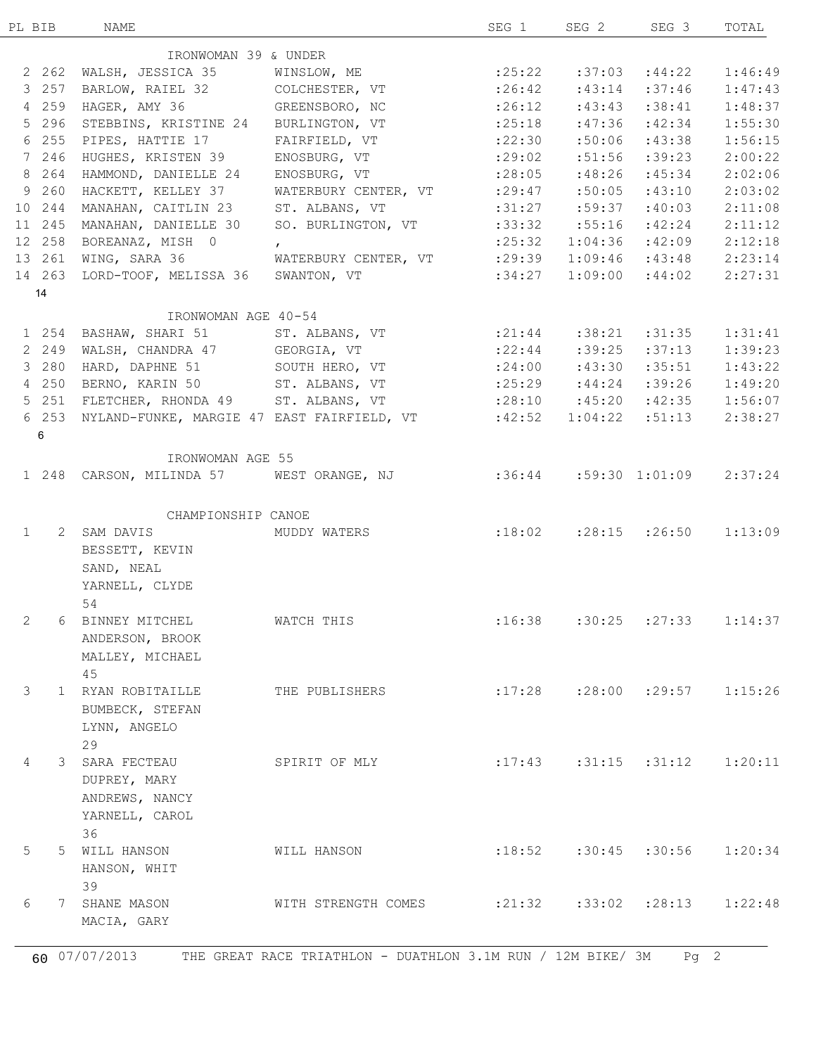| PL | BIB | NAME | | SEG 1 | SEG 2 | SEG 3 | TOTAL |
|---|---|---|---|---|---|---|---|
| | | IRONWOMAN 39 & UNDER | | | | | |
| 2 | 262 | WALSH, JESSICA 35 | WINSLOW, ME | :25:22 | :37:03 | :44:22 | 1:46:49 |
| 3 | 257 | BARLOW, RAIEL 32 | COLCHESTER, VT | :26:42 | :43:14 | :37:46 | 1:47:43 |
| 4 | 259 | HAGER, AMY 36 | GREENSBORO, NC | :26:12 | :43:43 | :38:41 | 1:48:37 |
| 5 | 296 | STEBBINS, KRISTINE 24 | BURLINGTON, VT | :25:18 | :47:36 | :42:34 | 1:55:30 |
| 6 | 255 | PIPES, HATTIE 17 | FAIRFIELD, VT | :22:30 | :50:06 | :43:38 | 1:56:15 |
| 7 | 246 | HUGHES, KRISTEN 39 | ENOSBURG, VT | :29:02 | :51:56 | :39:23 | 2:00:22 |
| 8 | 264 | HAMMOND, DANIELLE 24 | ENOSBURG, VT | :28:05 | :48:26 | :45:34 | 2:02:06 |
| 9 | 260 | HACKETT, KELLEY 37 | WATERBURY CENTER, VT | :29:47 | :50:05 | :43:10 | 2:03:02 |
| 10 | 244 | MANAHAN, CAITLIN 23 | ST. ALBANS, VT | :31:27 | :59:37 | :40:03 | 2:11:08 |
| 11 | 245 | MANAHAN, DANIELLE 30 | SO. BURLINGTON, VT | :33:32 | :55:16 | :42:24 | 2:11:12 |
| 12 | 258 | BOREANAZ, MISH 0 | , | :25:32 | 1:04:36 | :42:09 | 2:12:18 |
| 13 | 261 | WING, SARA 36 | WATERBURY CENTER, VT | :29:39 | 1:09:46 | :43:48 | 2:23:14 |
| 14 | 263 | LORD-TOOF, MELISSA 36 | SWANTON, VT | :34:27 | 1:09:00 | :44:02 | 2:27:31 |
| 14 | | | | | | | |
| | | IRONWOMAN AGE 40-54 | | | | | |
| 1 | 254 | BASHAW, SHARI 51 | ST. ALBANS, VT | :21:44 | :38:21 | :31:35 | 1:31:41 |
| 2 | 249 | WALSH, CHANDRA 47 | GEORGIA, VT | :22:44 | :39:25 | :37:13 | 1:39:23 |
| 3 | 280 | HARD, DAPHNE 51 | SOUTH HERO, VT | :24:00 | :43:30 | :35:51 | 1:43:22 |
| 4 | 250 | BERNO, KARIN 50 | ST. ALBANS, VT | :25:29 | :44:24 | :39:26 | 1:49:20 |
| 5 | 251 | FLETCHER, RHONDA 49 | ST. ALBANS, VT | :28:10 | :45:20 | :42:35 | 1:56:07 |
| 6 | 253 | NYLAND-FUNKE, MARGIE 47 | EAST FAIRFIELD, VT | :42:52 | 1:04:22 | :51:13 | 2:38:27 |
| 6 | | | | | | | |
| | | IRONWOMAN AGE 55 | | | | | |
| 1 | 248 | CARSON, MILINDA 57 | WEST ORANGE, NJ | :36:44 | :59:30 | 1:01:09 | 2:37:24 |
| | | CHAMPIONSHIP CANOE | | | | | |
| 1 | 2 | SAM DAVIS<br>BESSETT, KEVIN<br>SAND, NEAL<br>YARNELL, CLYDE<br>54 | MUDDY WATERS | :18:02 | :28:15 | :26:50 | 1:13:09 |
| 2 | 6 | BINNEY MITCHEL<br>ANDERSON, BROOK<br>MALLEY, MICHAEL<br>45 | WATCH THIS | :16:38 | :30:25 | :27:33 | 1:14:37 |
| 3 | 1 | RYAN ROBITAILLE<br>BUMBECK, STEFAN<br>LYNN, ANGELO<br>29 | THE PUBLISHERS | :17:28 | :28:00 | :29:57 | 1:15:26 |
| 4 | 3 | SARA FECTEAU<br>DUPREY, MARY<br>ANDREWS, NANCY<br>YARNELL, CAROL<br>36 | SPIRIT OF MLY | :17:43 | :31:15 | :31:12 | 1:20:11 |
| 5 | 5 | WILL HANSON<br>HANSON, WHIT<br>39 | WILL HANSON | :18:52 | :30:45 | :30:56 | 1:20:34 |
| 6 | 7 | SHANE MASON<br>MACIA, GARY | WITH STRENGTH COMES | :21:32 | :33:02 | :28:13 | 1:22:48 |

60 07/07/2013 THE GREAT RACE TRIATHLON - DUATHLON 3.1M RUN / 12M BIKE/ 3M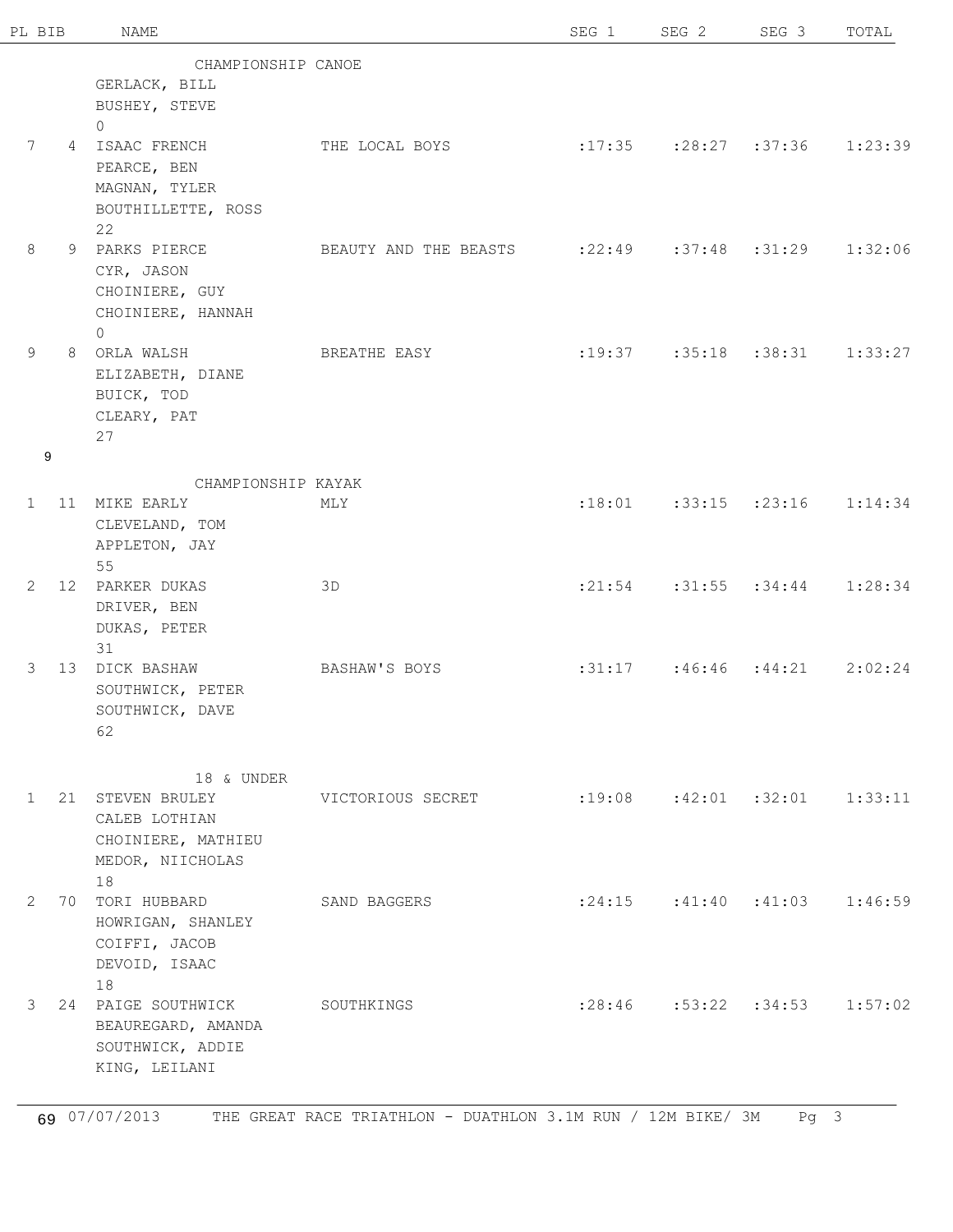| PL | BIB | NAME | | SEG 1 | SEG 2 | SEG 3 | TOTAL |
|---|---|---|---|---|---|---|---|
| | | **CHAMPIONSHIP CANOE** | | | | | |
| | | GERLACK, BILL<br>BUSHEY, STEVE<br>0 | | | | | |
| 7 | 4 | ISAAC FRENCH<br>PEARCE, BEN<br>MAGNAN, TYLER<br>BOUTHILLETTE, ROSS<br>22 | THE LOCAL BOYS | :17:35 | :28:27 | :37:36 | 1:23:39 |
| 8 | 9 | PARKS PIERCE<br>CYR, JASON<br>CHOINIERE, GUY<br>CHOINIERE, HANNAH<br>0 | BEAUTY AND THE BEASTS | :22:49 | :37:48 | :31:29 | 1:32:06 |
| 9 | 8 | ORLA WALSH<br>ELIZABETH, DIANE<br>BUICK, TOD<br>CLEARY, PAT<br>27 | BREATHE EASY | :19:37 | :35:18 | :38:31 | 1:33:27 |
| 9 | | | | | | | |
| | | **CHAMPIONSHIP KAYAK** | | | | | |
| 1 | 11 | MIKE EARLY<br>CLEVELAND, TOM<br>APPLETON, JAY<br>55 | MLY | :18:01 | :33:15 | :23:16 | 1:14:34 |
| 2 | 12 | PARKER DUKAS<br>DRIVER, BEN<br>DUKAS, PETER<br>31 | 3D | :21:54 | :31:55 | :34:44 | 1:28:34 |
| 3 | 13 | DICK BASHAW<br>SOUTHWICK, PETER<br>SOUTHWICK, DAVE<br>62 | BASHAW'S BOYS | :31:17 | :46:46 | :44:21 | 2:02:24 |
| | | **18 & UNDER** | | | | | |
| 1 | 21 | STEVEN BRULEY<br>CALEB LOTHIAN<br>CHOINIERE, MATHIEU<br>MEDOR, NIICHOLAS<br>18 | VICTORIOUS SECRET | :19:08 | :42:01 | :32:01 | 1:33:11 |
| 2 | 70 | TORI HUBBARD<br>HOWRIGAN, SHANLEY<br>COIFFI, JACOB<br>DEVOID, ISAAC<br>18 | SAND BAGGERS | :24:15 | :41:40 | :41:03 | 1:46:59 |
| 3 | 24 | PAIGE SOUTHWICK<br>BEAUREGARD, AMANDA<br>SOUTHWICK, ADDIE<br>KING, LEILANI | SOUTHKINGS | :28:46 | :53:22 | :34:53 | 1:57:02 |

69 07/07/2013 THE GREAT RACE TRIATHLON - DUATHLON 3.1M RUN / 12M BIKE/ 3M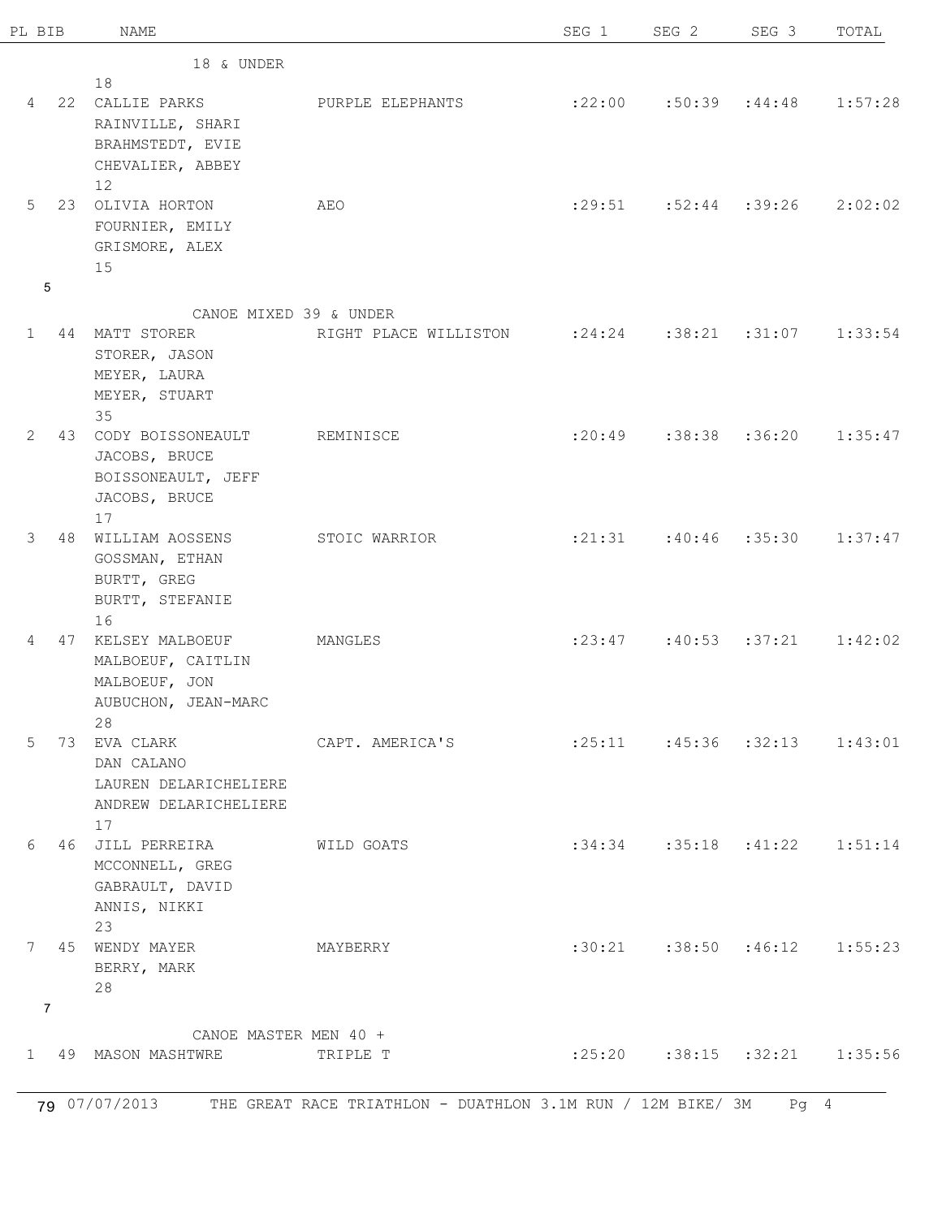| PL | BIB | NAME | | SEG 1 | SEG 2 | SEG 3 | TOTAL |
|---|---|---|---|---|---|---|---|
| | | **18 & UNDER** | | | | | |
| | | 18 | | | | | |
| 4 | 22 | CALLIE PARKS | PURPLE ELEPHANTS | :22:00 | :50:39 | :44:48 | 1:57:28 |
| | | RAINVILLE, SHARI | | | | | |
| | | BRAHMSTEDT, EVIE | | | | | |
| | | CHEVALIER, ABBEY | | | | | |
| | | 12 | | | | | |
| 5 | 23 | OLIVIA HORTON | AEO | :29:51 | :52:44 | :39:26 | 2:02:02 |
| | | FOURNIER, EMILY | | | | | |
| | | GRISMORE, ALEX | | | | | |
| | | 15 | | | | | |
| 5 | | | | | | | |
| | | **CANOE MIXED 39 & UNDER** | | | | | |
| 1 | 44 | MATT STORER | RIGHT PLACE WILLISTON | :24:24 | :38:21 | :31:07 | 1:33:54 |
| | | STORER, JASON | | | | | |
| | | MEYER, LAURA | | | | | |
| | | MEYER, STUART | | | | | |
| | | 35 | | | | | |
| 2 | 43 | CODY BOISSONEAULT | REMINISCE | :20:49 | :38:38 | :36:20 | 1:35:47 |
| | | JACOBS, BRUCE | | | | | |
| | | BOISSONEAULT, JEFF | | | | | |
| | | JACOBS, BRUCE | | | | | |
| | | 17 | | | | | |
| 3 | 48 | WILLIAM AOSSENS | STOIC WARRIOR | :21:31 | :40:46 | :35:30 | 1:37:47 |
| | | GOSSMAN, ETHAN | | | | | |
| | | BURTT, GREG | | | | | |
| | | BURTT, STEFANIE | | | | | |
| | | 16 | | | | | |
| 4 | 47 | KELSEY MALBOEUF | MANGLES | :23:47 | :40:53 | :37:21 | 1:42:02 |
| | | MALBOEUF, CAITLIN | | | | | |
| | | MALBOEUF, JON | | | | | |
| | | AUBUCHON, JEAN-MARC | | | | | |
| | | 28 | | | | | |
| 5 | 73 | EVA CLARK | CAPT. AMERICA'S | :25:11 | :45:36 | :32:13 | 1:43:01 |
| | | DAN CALANO | | | | | |
| | | LAUREN DELARICHELIERE | | | | | |
| | | ANDREW DELARICHELIERE | | | | | |
| | | 17 | | | | | |
| 6 | 46 | JILL PERREIRA | WILD GOATS | :34:34 | :35:18 | :41:22 | 1:51:14 |
| | | MCCONNELL, GREG | | | | | |
| | | GABRAULT, DAVID | | | | | |
| | | ANNIS, NIKKI | | | | | |
| | | 23 | | | | | |
| 7 | 45 | WENDY MAYER | MAYBERRY | :30:21 | :38:50 | :46:12 | 1:55:23 |
| | | BERRY, MARK | | | | | |
| | | 28 | | | | | |
| 7 | | | | | | | |
| | | **CANOE MASTER MEN 40 +** | | | | | |
| 1 | 49 | MASON MASHTWRE | TRIPLE T | :25:20 | :38:15 | :32:21 | 1:35:56 |

79 07/07/2013 THE GREAT RACE TRIATHLON - DUATHLON 3.1M RUN / 12M BIKE/ 3M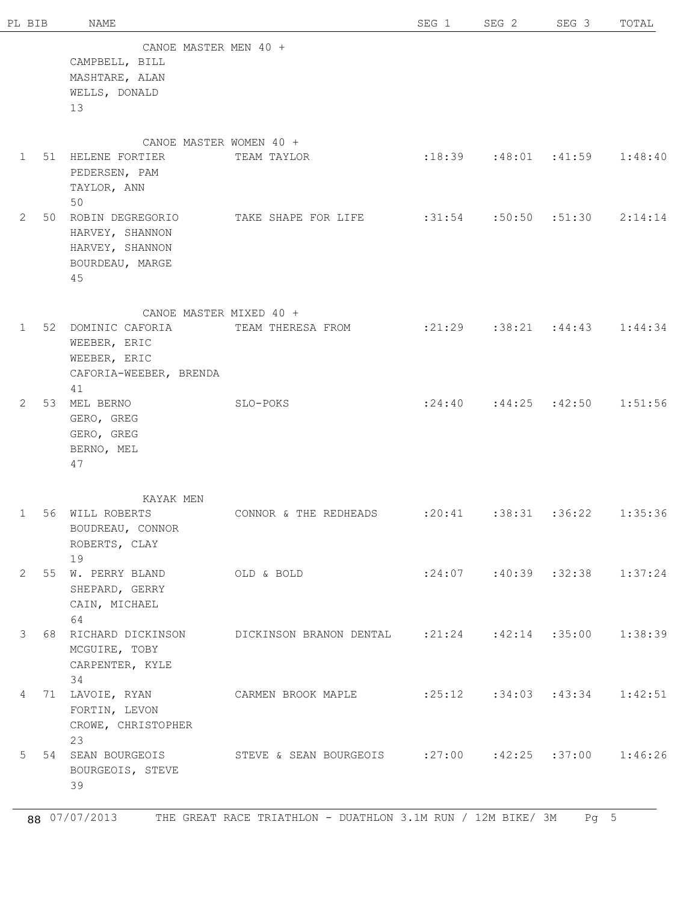| PL | BIB | NAME | | SEG 1 | SEG 2 | SEG 3 | TOTAL |
|---|---|---|---|---|---|---|---|
| | | **CANOE MASTER MEN 40 +** | | | | | |
| | | CAMPBELL, BILL<br>MASHTARE, ALAN<br>WELLS, DONALD<br>13 | | | | | |
| | | **CANOE MASTER WOMEN 40 +** | | | | | |
| 1 | 51 | HELENE FORTIER<br>PEDERSEN, PAM<br>TAYLOR, ANN<br>50 | TEAM TAYLOR | :18:39 | :48:01 | :41:59 | 1:48:40 |
| 2 | 50 | ROBIN DEGREGORIO<br>HARVEY, SHANNON<br>HARVEY, SHANNON<br>BOURDEAU, MARGE<br>45 | TAKE SHAPE FOR LIFE | :31:54 | :50:50 | :51:30 | 2:14:14 |
| | | **CANOE MASTER MIXED 40 +** | | | | | |
| 1 | 52 | DOMINIC CAFORIA<br>WEEBER, ERIC<br>WEEBER, ERIC<br>CAFORIA-WEEBER, BRENDA<br>41 | TEAM THERESA FROM | :21:29 | :38:21 | :44:43 | 1:44:34 |
| 2 | 53 | MEL BERNO<br>GERO, GREG<br>GERO, GREG<br>BERNO, MEL<br>47 | SLO-POKS | :24:40 | :44:25 | :42:50 | 1:51:56 |
| | | **KAYAK MEN** | | | | | |
| 1 | 56 | WILL ROBERTS<br>BOUDREAU, CONNOR<br>ROBERTS, CLAY<br>19 | CONNOR & THE REDHEADS | :20:41 | :38:31 | :36:22 | 1:35:36 |
| 2 | 55 | W. PERRY BLAND<br>SHEPARD, GERRY<br>CAIN, MICHAEL<br>64 | OLD & BOLD | :24:07 | :40:39 | :32:38 | 1:37:24 |
| 3 | 68 | RICHARD DICKINSON<br>MCGUIRE, TOBY<br>CARPENTER, KYLE<br>34 | DICKINSON BRANON DENTAL | :21:24 | :42:14 | :35:00 | 1:38:39 |
| 4 | 71 | LAVOIE, RYAN<br>FORTIN, LEVON<br>CROWE, CHRISTOPHER<br>23 | CARMEN BROOK MAPLE | :25:12 | :34:03 | :43:34 | 1:42:51 |
| 5 | 54 | SEAN BOURGEOIS<br>BOURGEOIS, STEVE<br>39 | STEVE & SEAN BOURGEOIS | :27:00 | :42:25 | :37:00 | 1:46:26 |

88 07/07/2013 THE GREAT RACE TRIATHLON - DUATHLON 3.1M RUN / 12M BIKE/ 3M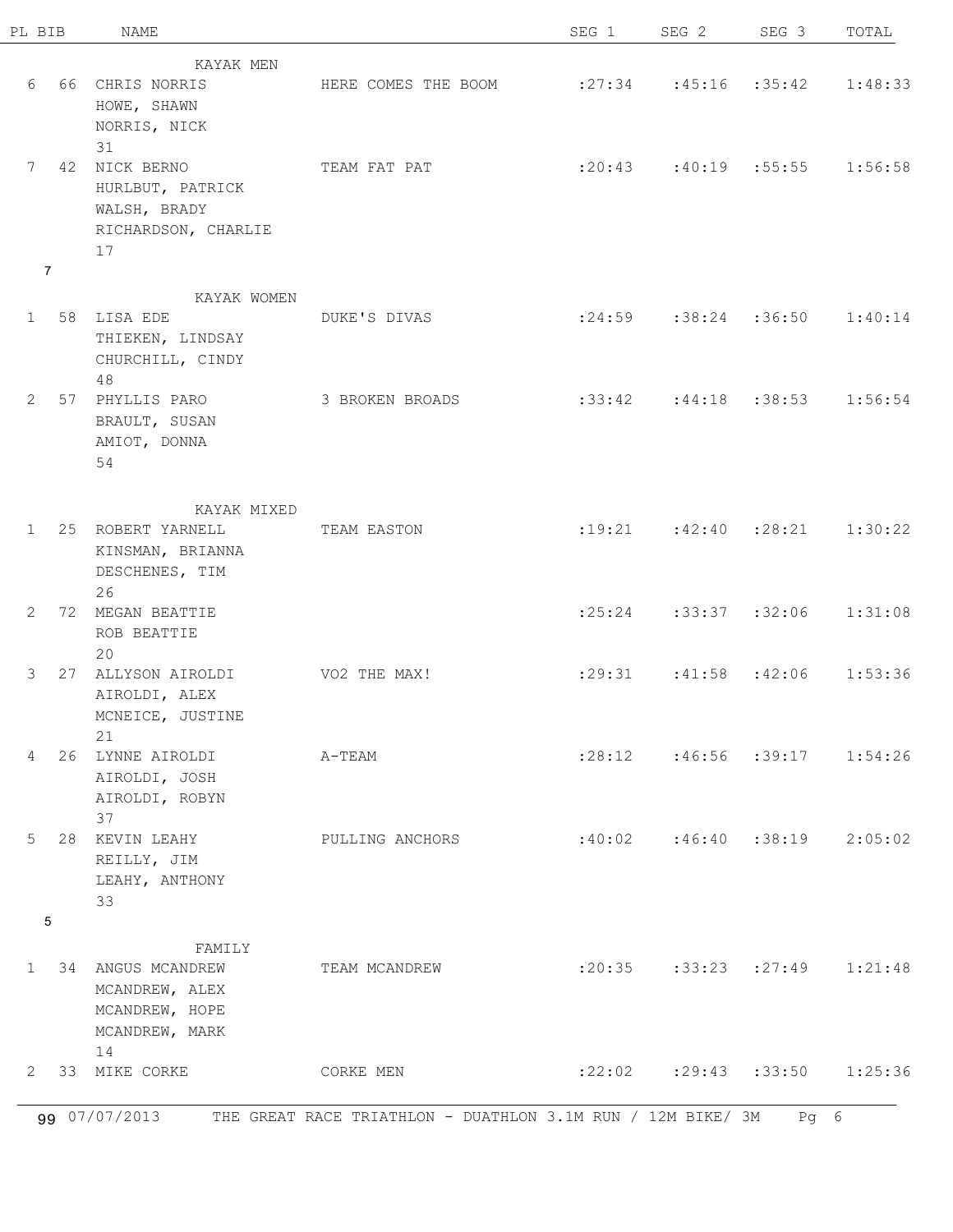| PL | BIB | NAME | | SEG 1 | SEG 2 | SEG 3 | TOTAL |
|---|---|---|---|---|---|---|---|
| | | **KAYAK MEN** | | | | | |
| 6 | 66 | CHRIS NORRIS<br>HOWE, SHAWN<br>NORRIS, NICK<br>31 | HERE COMES THE BOOM | :27:34 | :45:16 | :35:42 | 1:48:33 |
| 7 | 42 | NICK BERNO<br>HURLBUT, PATRICK<br>WALSH, BRADY<br>RICHARDSON, CHARLIE<br>17 | TEAM FAT PAT | :20:43 | :40:19 | :55:55 | 1:56:58 |
| 7 | | | | | | | |
| | | **KAYAK WOMEN** | | | | | |
| 1 | 58 | LISA EDE<br>THIEKEN, LINDSAY<br>CHURCHILL, CINDY<br>48 | DUKE'S DIVAS | :24:59 | :38:24 | :36:50 | 1:40:14 |
| 2 | 57 | PHYLLIS PARO<br>BRAULT, SUSAN<br>AMIOT, DONNA<br>54 | 3 BROKEN BROADS | :33:42 | :44:18 | :38:53 | 1:56:54 |
| | | **KAYAK MIXED** | | | | | |
| 1 | 25 | ROBERT YARNELL<br>KINSMAN, BRIANNA<br>DESCHENES, TIM<br>26 | TEAM EASTON | :19:21 | :42:40 | :28:21 | 1:30:22 |
| 2 | 72 | MEGAN BEATTIE<br>ROB BEATTIE<br>20 | | :25:24 | :33:37 | :32:06 | 1:31:08 |
| 3 | 27 | ALLYSON AIROLDI<br>AIROLDI, ALEX<br>MCNEICE, JUSTINE<br>21 | VO2 THE MAX! | :29:31 | :41:58 | :42:06 | 1:53:36 |
| 4 | 26 | LYNNE AIROLDI<br>AIROLDI, JOSH<br>AIROLDI, ROBYN<br>37 | A-TEAM | :28:12 | :46:56 | :39:17 | 1:54:26 |
| 5 | 28 | KEVIN LEAHY<br>REILLY, JIM<br>LEAHY, ANTHONY<br>33 | PULLING ANCHORS | :40:02 | :46:40 | :38:19 | 2:05:02 |
| 5 | | | | | | | |
| | | **FAMILY** | | | | | |
| 1 | 34 | ANGUS MCANDREW<br>MCANDREW, ALEX<br>MCANDREW, HOPE<br>MCANDREW, MARK<br>14 | TEAM MCANDREW | :20:35 | :33:23 | :27:49 | 1:21:48 |
| 2 | 33 | MIKE CORKE | CORKE MEN | :22:02 | :29:43 | :33:50 | 1:25:36 |

99 07/07/2013 THE GREAT RACE TRIATHLON - DUATHLON 3.1M RUN / 12M BIKE/ 3M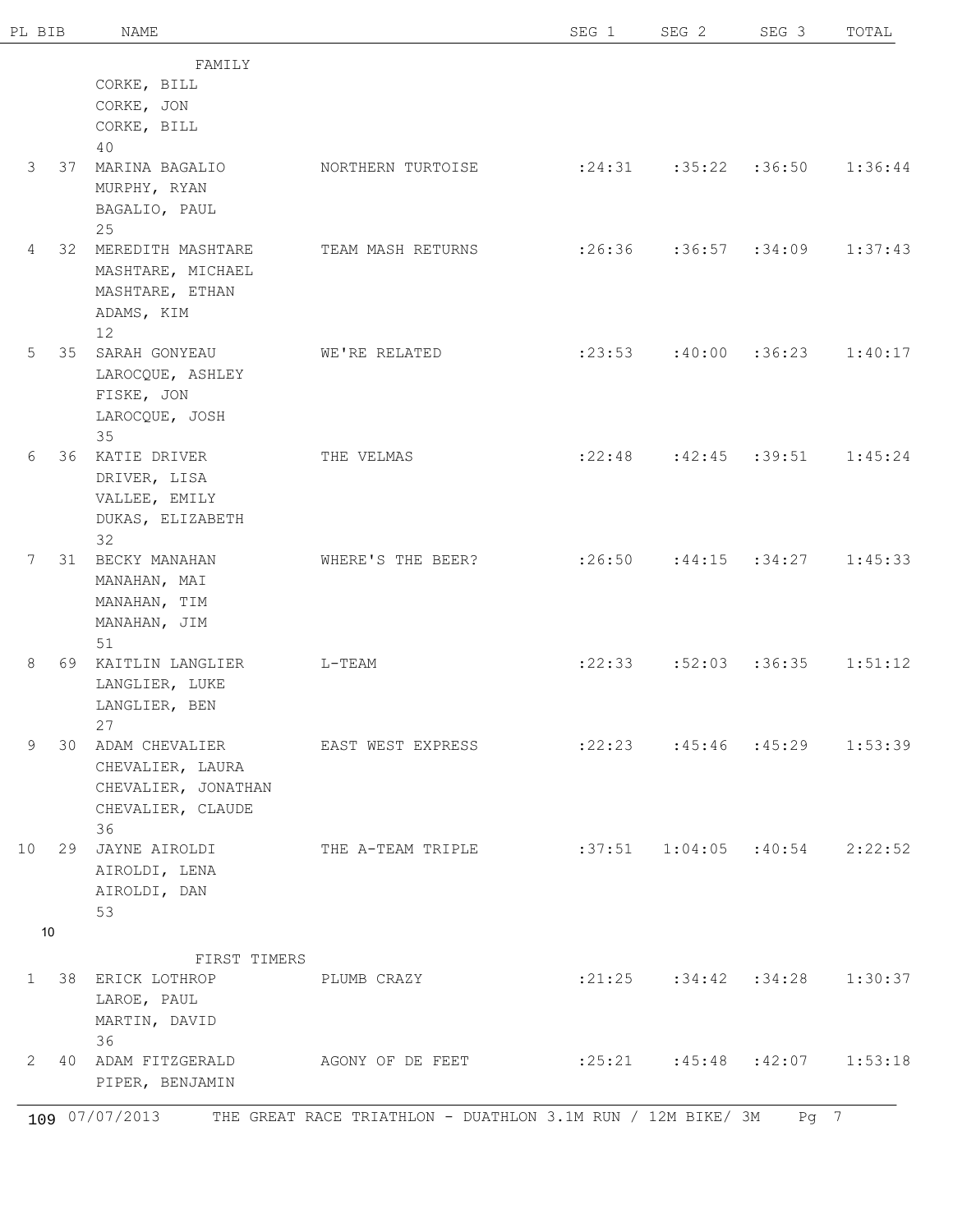| PL | BIB | NAME | | SEG 1 | SEG 2 | SEG 3 | TOTAL |
|---|---|---|---|---|---|---|---|
| | | FAMILY | | | | | |
| | | CORKE, BILL<br>CORKE, JON<br>CORKE, BILL<br>40 | | | | | |
| 3 | 37 | MARINA BAGALIO<br>MURPHY, RYAN<br>BAGALIO, PAUL<br>25 | NORTHERN TURTOISE | :24:31 | :35:22 | :36:50 | 1:36:44 |
| 4 | 32 | MEREDITH MASHTARE<br>MASHTARE, MICHAEL<br>MASHTARE, ETHAN<br>ADAMS, KIM<br>12 | TEAM MASH RETURNS | :26:36 | :36:57 | :34:09 | 1:37:43 |
| 5 | 35 | SARAH GONYEAU<br>LAROCQUE, ASHLEY<br>FISKE, JON<br>LAROCQUE, JOSH<br>35 | WE'RE RELATED | :23:53 | :40:00 | :36:23 | 1:40:17 |
| 6 | 36 | KATIE DRIVER<br>DRIVER, LISA<br>VALLEE, EMILY<br>DUKAS, ELIZABETH<br>32 | THE VELMAS | :22:48 | :42:45 | :39:51 | 1:45:24 |
| 7 | 31 | BECKY MANAHAN<br>MANAHAN, MAI<br>MANAHAN, TIM<br>MANAHAN, JIM<br>51 | WHERE'S THE BEER? | :26:50 | :44:15 | :34:27 | 1:45:33 |
| 8 | 69 | KAITLIN LANGLIER<br>LANGLIER, LUKE<br>LANGLIER, BEN<br>27 | L-TEAM | :22:33 | :52:03 | :36:35 | 1:51:12 |
| 9 | 30 | ADAM CHEVALIER<br>CHEVALIER, LAURA<br>CHEVALIER, JONATHAN<br>CHEVALIER, CLAUDE<br>36 | EAST WEST EXPRESS | :22:23 | :45:46 | :45:29 | 1:53:39 |
| 10 | 29 | JAYNE AIROLDI<br>AIROLDI, LENA<br>AIROLDI, DAN<br>53 | THE A-TEAM TRIPLE | :37:51 | 1:04:05 | :40:54 | 2:22:52 |
| 10 | | | | | | | |
| | | FIRST TIMERS | | | | | |
| 1 | 38 | ERICK LOTHROP<br>LAROE, PAUL<br>MARTIN, DAVID<br>36 | PLUMB CRAZY | :21:25 | :34:42 | :34:28 | 1:30:37 |
| 2 | 40 | ADAM FITZGERALD<br>PIPER, BENJAMIN | AGONY OF DE FEET | :25:21 | :45:48 | :42:07 | 1:53:18 |

109 07/07/2013 THE GREAT RACE TRIATHLON - DUATHLON 3.1M RUN / 12M BIKE/ 3M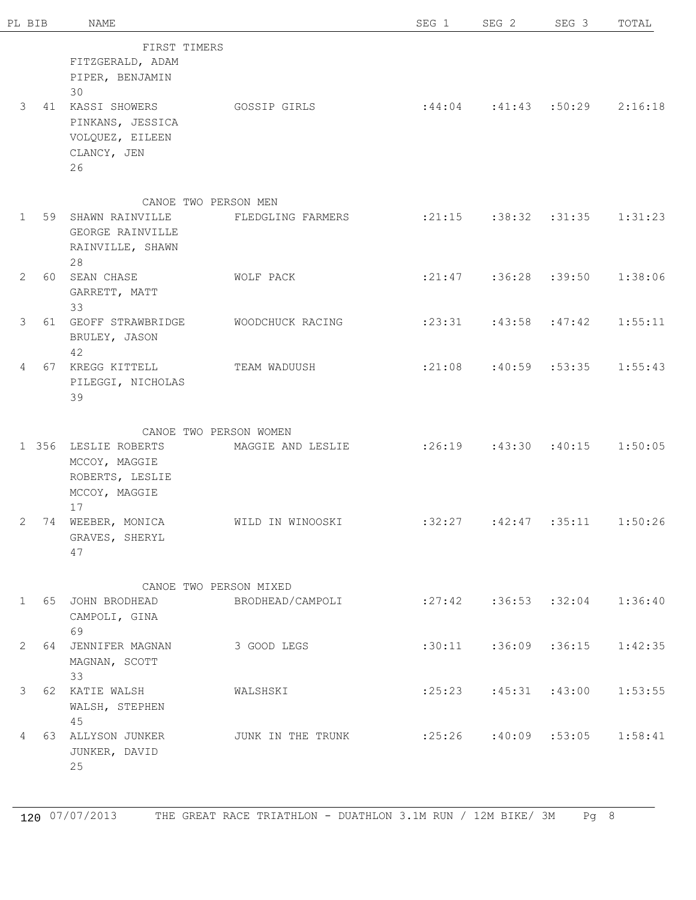| PL | BIB | NAME | | SEG 1 | SEG 2 | SEG 3 | TOTAL |
|---|---|---|---|---|---|---|---|
| | | FIRST TIMERS | | | | | |
| | | FITZGERALD, ADAM | | | | | |
| | | PIPER, BENJAMIN | | | | | |
| | | 30 | | | | | |
| 3 | 41 | KASSI SHOWERS | GOSSIP GIRLS | :44:04 | :41:43 | :50:29 | 2:16:18 |
| | | PINKANS, JESSICA | | | | | |
| | | VOLQUEZ, EILEEN | | | | | |
| | | CLANCY, JEN | | | | | |
| | | 26 | | | | | |
| | | CANOE TWO PERSON MEN | | | | | |
| 1 | 59 | SHAWN RAINVILLE | FLEDGLING FARMERS | :21:15 | :38:32 | :31:35 | 1:31:23 |
| | | GEORGE RAINVILLE | | | | | |
| | | RAINVILLE, SHAWN | | | | | |
| | | 28 | | | | | |
| 2 | 60 | SEAN CHASE | WOLF PACK | :21:47 | :36:28 | :39:50 | 1:38:06 |
| | | GARRETT, MATT | | | | | |
| | | 33 | | | | | |
| 3 | 61 | GEOFF STRAWBRIDGE | WOODCHUCK RACING | :23:31 | :43:58 | :47:42 | 1:55:11 |
| | | BRULEY, JASON | | | | | |
| | | 42 | | | | | |
| 4 | 67 | KREGG KITTELL | TEAM WADUUSH | :21:08 | :40:59 | :53:35 | 1:55:43 |
| | | PILEGGI, NICHOLAS | | | | | |
| | | 39 | | | | | |
| | | CANOE TWO PERSON WOMEN | | | | | |
| 1 | 356 | LESLIE ROBERTS | MAGGIE AND LESLIE | :26:19 | :43:30 | :40:15 | 1:50:05 |
| | | MCCOY, MAGGIE | | | | | |
| | | ROBERTS, LESLIE | | | | | |
| | | MCCOY, MAGGIE | | | | | |
| | | 17 | | | | | |
| 2 | 74 | WEEBER, MONICA | WILD IN WINOOSKI | :32:27 | :42:47 | :35:11 | 1:50:26 |
| | | GRAVES, SHERYL | | | | | |
| | | 47 | | | | | |
| | | CANOE TWO PERSON MIXED | | | | | |
| 1 | 65 | JOHN BRODHEAD | BRODHEAD/CAMPOLI | :27:42 | :36:53 | :32:04 | 1:36:40 |
| | | CAMPOLI, GINA | | | | | |
| | | 69 | | | | | |
| 2 | 64 | JENNIFER MAGNAN | 3 GOOD LEGS | :30:11 | :36:09 | :36:15 | 1:42:35 |
| | | MAGNAN, SCOTT | | | | | |
| | | 33 | | | | | |
| 3 | 62 | KATIE WALSH | WALSHSKI | :25:23 | :45:31 | :43:00 | 1:53:55 |
| | | WALSH, STEPHEN | | | | | |
| | | 45 | | | | | |
| 4 | 63 | ALLYSON JUNKER | JUNK IN THE TRUNK | :25:26 | :40:09 | :53:05 | 1:58:41 |
| | | JUNKER, DAVID | | | | | |
| | | 25 | | | | | |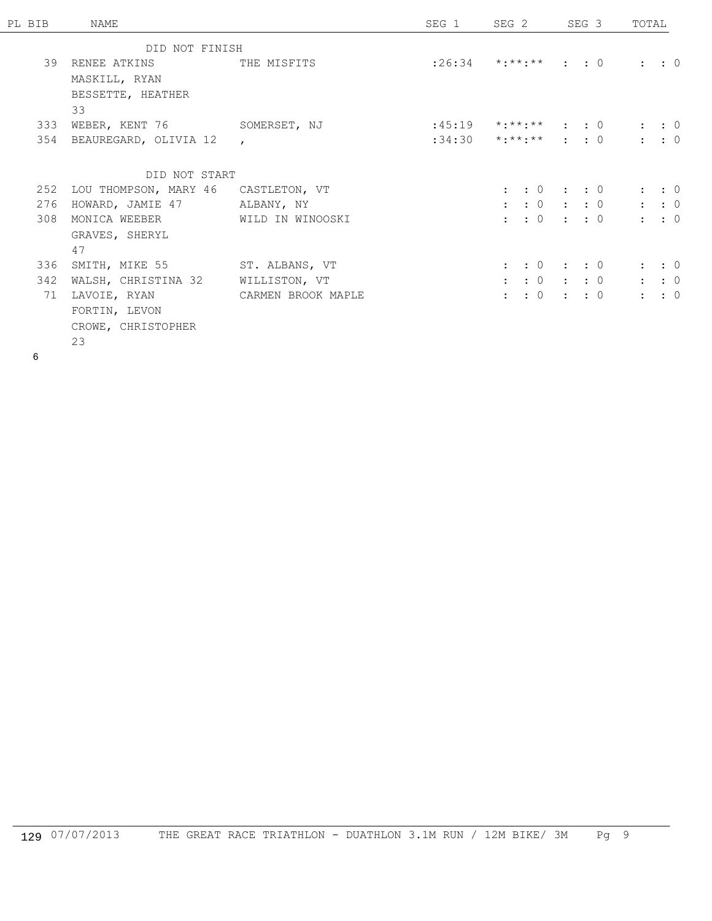| PL | BIB | NAME | | SEG 1 | SEG 2 | SEG 3 | TOTAL |
|---|---|---|---|---|---|---|---|
| | | DID NOT FINISH | | | | | |
| | 39 | RENEE ATKINS<br>MASKILL, RYAN<br>BESSETTE, HEATHER<br>33 | THE MISFITS | :26:34 | *:**:** | : : 0 | : : 0 |
| | 333 | WEBER, KENT 76 | SOMERSET, NJ | :45:19 | *:**:** | : : 0 | : : 0 |
| | 354 | BEAUREGARD, OLIVIA 12 | , | :34:30 | *:**:** | : : 0 | : : 0 |
| | | DID NOT START | | | | | |
| | 252 | LOU THOMPSON, MARY 46 | CASTLETON, VT | | : : 0 | : : 0 | : : 0 |
| | 276 | HOWARD, JAMIE 47 | ALBANY, NY | | : : 0 | : : 0 | : : 0 |
| | 308 | MONICA WEEBER<br>GRAVES, SHERYL<br>47 | WILD IN WINOOSKI | | : : 0 | : : 0 | : : 0 |
| | 336 | SMITH, MIKE 55 | ST. ALBANS, VT | | : : 0 | : : 0 | : : 0 |
| | 342 | WALSH, CHRISTINA 32 | WILLISTON, VT | | : : 0 | : : 0 | : : 0 |
| | 71 | LAVOIE, RYAN<br>FORTIN, LEVON<br>CROWE, CHRISTOPHER<br>23 | CARMEN BROOK MAPLE | | : : 0 | : : 0 | : : 0 |

6

129 07/07/2013 THE GREAT RACE TRIATHLON - DUATHLON 3.1M RUN / 12M BIKE/ 3M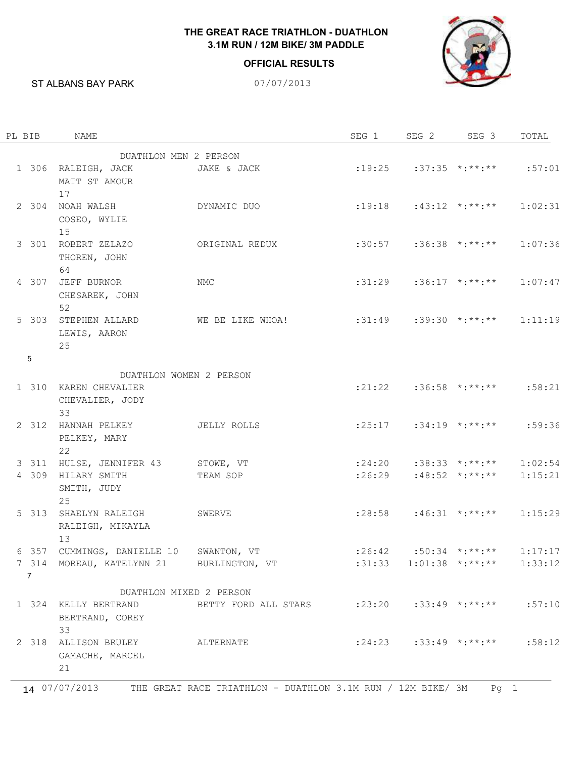**THE GREAT RACE TRIATHLON - DUATHLON**
**3.1M RUN / 12M BIKE/ 3M PADDLE**

**OFFICIAL RESULTS**

ST ALBANS BAY PARK 07/07/2013

| PL | BIB | NAME | | SEG 1 | SEG 2 | SEG 3 | TOTAL |
|---|---|---|---|---|---|---|---|
| | | DUATHLON MEN 2 PERSON | | | | | |
| 1 | 306 | RALEIGH, JACK<br>MATT ST AMOUR<br>17 | JAKE & JACK | :19:25 | :37:35 | *:**:** | :57:01 |
| 2 | 304 | NOAH WALSH<br>COSEO, WYLIE<br>15 | DYNAMIC DUO | :19:18 | :43:12 | *:**:** | 1:02:31 |
| 3 | 301 | ROBERT ZELAZO<br>THOREN, JOHN<br>64 | ORIGINAL REDUX | :30:57 | :36:38 | *:**:** | 1:07:36 |
| 4 | 307 | JEFF BURNOR<br>CHESAREK, JOHN<br>52 | NMC | :31:29 | :36:17 | *:**:** | 1:07:47 |
| 5 | 303 | STEPHEN ALLARD<br>LEWIS, AARON<br>25 | WE BE LIKE WHOA! | :31:49 | :39:30 | *:**:** | 1:11:19 |
| 5 | | | | | | | |
| | | DUATHLON WOMEN 2 PERSON | | | | | |
| 1 | 310 | KAREN CHEVALIER<br>CHEVALIER, JODY<br>33 | | :21:22 | :36:58 | *:**:** | :58:21 |
| 2 | 312 | HANNAH PELKEY<br>PELKEY, MARY<br>22 | JELLY ROLLS | :25:17 | :34:19 | *:**:** | :59:36 |
| 3 | 311 | HULSE, JENNIFER 43 | STOWE, VT | :24:20 | :38:33 | *:**:** | 1:02:54 |
| 4 | 309 | HILARY SMITH<br>SMITH, JUDY<br>25 | TEAM SOP | :26:29 | :48:52 | *:**:** | 1:15:21 |
| 5 | 313 | SHAELYN RALEIGH<br>RALEIGH, MIKAYLA<br>13 | SWERVE | :28:58 | :46:31 | *:**:** | 1:15:29 |
| 6 | 357 | CUMMINGS, DANIELLE 10 | SWANTON, VT | :26:42 | :50:34 | *:**:** | 1:17:17 |
| 7 | 314 | MOREAU, KATELYNN 21 | BURLINGTON, VT | :31:33 | 1:01:38 | *:**:** | 1:33:12 |
| 7 | | | | | | | |
| | | DUATHLON MIXED 2 PERSON | | | | | |
| 1 | 324 | KELLY BERTRAND<br>BERTRAND, COREY<br>33 | BETTY FORD ALL STARS | :23:20 | :33:49 | *:**:** | :57:10 |
| 2 | 318 | ALLISON BRULEY<br>GAMACHE, MARCEL<br>21 | ALTERNATE | :24:23 | :33:49 | *:**:** | :58:12 |

14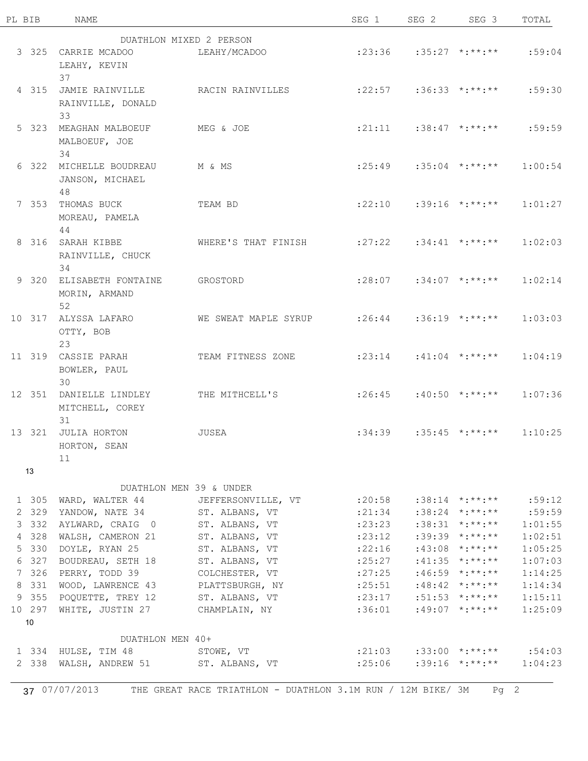| PL | BIB | NAME | | SEG 1 | SEG 2 | SEG 3 | TOTAL |
|---|---|---|---|---|---|---|---|
| | | **DUATHLON MIXED 2 PERSON** | | | | | |
| 3 | 325 | CARRIE MCADOO<br>LEAHY, KEVIN<br>37 | LEAHY/MCADOO | :23:36 | :35:27 | *:**:** | :59:04 |
| 4 | 315 | JAMIE RAINVILLE<br>RAINVILLE, DONALD<br>33 | RACIN RAINVILLES | :22:57 | :36:33 | *:**:** | :59:30 |
| 5 | 323 | MEAGHAN MALBOEUF<br>MALBOEUF, JOE<br>34 | MEG & JOE | :21:11 | :38:47 | *:**:** | :59:59 |
| 6 | 322 | MICHELLE BOUDREAU<br>JANSON, MICHAEL<br>48 | M & MS | :25:49 | :35:04 | *:**:** | 1:00:54 |
| 7 | 353 | THOMAS BUCK<br>MOREAU, PAMELA<br>44 | TEAM BD | :22:10 | :39:16 | *:**:** | 1:01:27 |
| 8 | 316 | SARAH KIBBE<br>RAINVILLE, CHUCK<br>34 | WHERE'S THAT FINISH | :27:22 | :34:41 | *:**:** | 1:02:03 |
| 9 | 320 | ELISABETH FONTAINE<br>MORIN, ARMAND<br>52 | GROSTORD | :28:07 | :34:07 | *:**:** | 1:02:14 |
| 10 | 317 | ALYSSA LAFARO<br>OTTY, BOB<br>23 | WE SWEAT MAPLE SYRUP | :26:44 | :36:19 | *:**:** | 1:03:03 |
| 11 | 319 | CASSIE PARAH<br>BOWLER, PAUL<br>30 | TEAM FITNESS ZONE | :23:14 | :41:04 | *:**:** | 1:04:19 |
| 12 | 351 | DANIELLE LINDLEY<br>MITCHELL, COREY<br>31 | THE MITHCELL'S | :26:45 | :40:50 | *:**:** | 1:07:36 |
| 13 | 321 | JULIA HORTON<br>HORTON, SEAN<br>11 | JUSEA | :34:39 | :35:45 | *:**:** | 1:10:25 |
| 13 | | | | | | | |
| | | **DUATHLON MEN 39 & UNDER** | | | | | |
| 1 | 305 | WARD, WALTER 44 | JEFFERSONVILLE, VT | :20:58 | :38:14 | *:**:** | :59:12 |
| 2 | 329 | YANDOW, NATE 34 | ST. ALBANS, VT | :21:34 | :38:24 | *:**:** | :59:59 |
| 3 | 332 | AYLWARD, CRAIG 0 | ST. ALBANS, VT | :23:23 | :38:31 | *:**:** | 1:01:55 |
| 4 | 328 | WALSH, CAMERON 21 | ST. ALBANS, VT | :23:12 | :39:39 | *:**:** | 1:02:51 |
| 5 | 330 | DOYLE, RYAN 25 | ST. ALBANS, VT | :22:16 | :43:08 | *:**:** | 1:05:25 |
| 6 | 327 | BOUDREAU, SETH 18 | ST. ALBANS, VT | :25:27 | :41:35 | *:**:** | 1:07:03 |
| 7 | 326 | PERRY, TODD 39 | COLCHESTER, VT | :27:25 | :46:59 | *:**:** | 1:14:25 |
| 8 | 331 | WOOD, LAWRENCE 43 | PLATTSBURGH, NY | :25:51 | :48:42 | *:**:** | 1:14:34 |
| 9 | 355 | POQUETTE, TREY 12 | ST. ALBANS, VT | :23:17 | :51:53 | *:**:** | 1:15:11 |
| 10 | 297 | WHITE, JUSTIN 27 | CHAMPLAIN, NY | :36:01 | :49:07 | *:**:** | 1:25:09 |
| 10 | | | | | | | |
| | | **DUATHLON MEN 40+** | | | | | |
| 1 | 334 | HULSE, TIM 48 | STOWE, VT | :21:03 | :33:00 | *:**:** | :54:03 |
| 2 | 338 | WALSH, ANDREW 51 | ST. ALBANS, VT | :25:06 | :39:16 | *:**:** | 1:04:23 |

37 07/07/2013 THE GREAT RACE TRIATHLON - DUATHLON 3.1M RUN / 12M BIKE/ 3M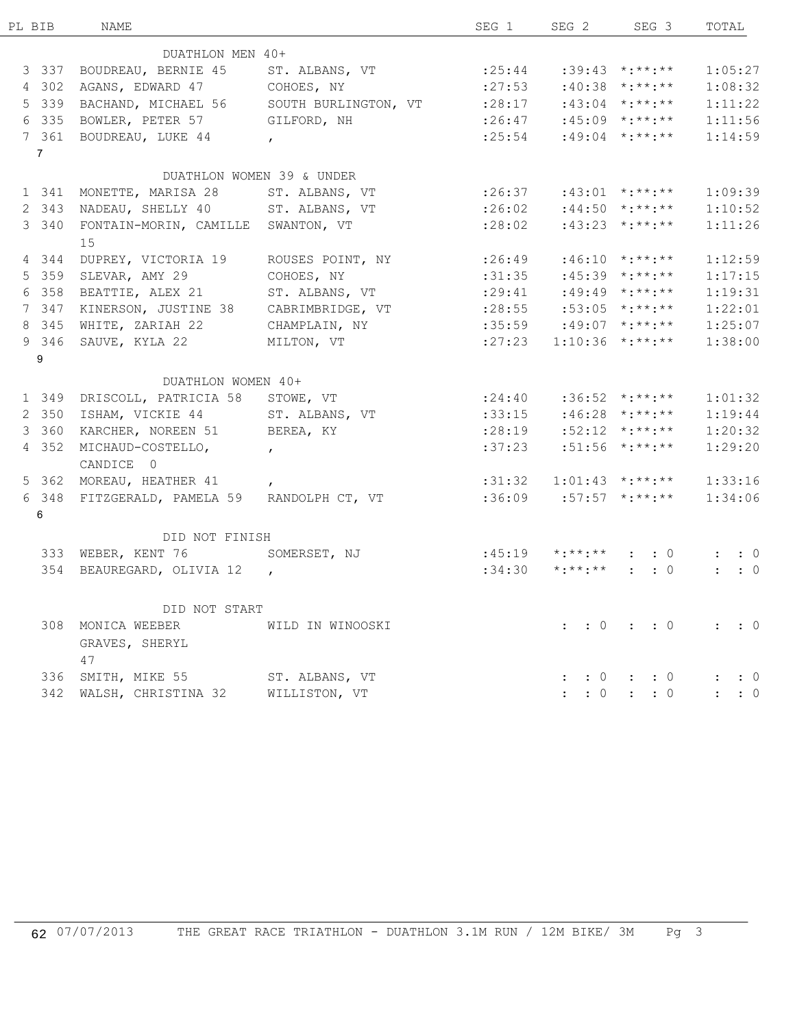| PL | BIB | NAME | | SEG 1 | SEG 2 | SEG 3 | TOTAL |
|---|---|---|---|---|---|---|---|
| | | DUATHLON MEN 40+ | | | | | |
| 3 | 337 | BOUDREAU, BERNIE 45 | ST. ALBANS, VT | :25:44 | :39:43 | *:**:** | 1:05:27 |
| 4 | 302 | AGANS, EDWARD 47 | COHOES, NY | :27:53 | :40:38 | *:**:** | 1:08:32 |
| 5 | 339 | BACHAND, MICHAEL 56 | SOUTH BURLINGTON, VT | :28:17 | :43:04 | *:**:** | 1:11:22 |
| 6 | 335 | BOWLER, PETER 57 | GILFORD, NH | :26:47 | :45:09 | *:**:** | 1:11:56 |
| 7 | 361 | BOUDREAU, LUKE 44 | , | :25:54 | :49:04 | *:**:** | 1:14:59 |
| 7 | | | | | | | |
| | | DUATHLON WOMEN 39 & UNDER | | | | | |
| 1 | 341 | MONETTE, MARISA 28 | ST. ALBANS, VT | :26:37 | :43:01 | *:**:** | 1:09:39 |
| 2 | 343 | NADEAU, SHELLY 40 | ST. ALBANS, VT | :26:02 | :44:50 | *:**:** | 1:10:52 |
| 3 | 340 | FONTAIN-MORIN, CAMILLE 15 | SWANTON, VT | :28:02 | :43:23 | *:**:** | 1:11:26 |
| 4 | 344 | DUPREY, VICTORIA 19 | ROUSES POINT, NY | :26:49 | :46:10 | *:**:** | 1:12:59 |
| 5 | 359 | SLEVAR, AMY 29 | COHOES, NY | :31:35 | :45:39 | *:**:** | 1:17:15 |
| 6 | 358 | BEATTIE, ALEX 21 | ST. ALBANS, VT | :29:41 | :49:49 | *:**:** | 1:19:31 |
| 7 | 347 | KINERSON, JUSTINE 38 | CABRIMBRIDGE, VT | :28:55 | :53:05 | *:**:** | 1:22:01 |
| 8 | 345 | WHITE, ZARIAH 22 | CHAMPLAIN, NY | :35:59 | :49:07 | *:**:** | 1:25:07 |
| 9 | 346 | SAUVE, KYLA 22 | MILTON, VT | :27:23 | 1:10:36 | *:**:** | 1:38:00 |
| 9 | | | | | | | |
| | | DUATHLON WOMEN 40+ | | | | | |
| 1 | 349 | DRISCOLL, PATRICIA 58 | STOWE, VT | :24:40 | :36:52 | *:**:** | 1:01:32 |
| 2 | 350 | ISHAM, VICKIE 44 | ST. ALBANS, VT | :33:15 | :46:28 | *:**:** | 1:19:44 |
| 3 | 360 | KARCHER, NOREEN 51 | BEREA, KY | :28:19 | :52:12 | *:**:** | 1:20:32 |
| 4 | 352 | MICHAUD-COSTELLO, CANDICE 0 | , | :37:23 | :51:56 | *:**:** | 1:29:20 |
| 5 | 362 | MOREAU, HEATHER 41 | , | :31:32 | 1:01:43 | *:**:** | 1:33:16 |
| 6 | 348 | FITZGERALD, PAMELA 59 | RANDOLPH CT, VT | :36:09 | :57:57 | *:**:** | 1:34:06 |
| 6 | | | | | | | |
| | | DID NOT FINISH | | | | | |
| | 333 | WEBER, KENT 76 | SOMERSET, NJ | :45:19 | *:**:** | : : 0 | : : 0 |
| | 354 | BEAUREGARD, OLIVIA 12 | , | :34:30 | *:**:** | : : 0 | : : 0 |
| | | DID NOT START | | | | | |
| | 308 | MONICA WEEBER GRAVES, SHERYL 47 | WILD IN WINOOSKI | | : : 0 | : : 0 | : : 0 |
| | 336 | SMITH, MIKE 55 | ST. ALBANS, VT | | : : 0 | : : 0 | : : 0 |
| | 342 | WALSH, CHRISTINA 32 | WILLISTON, VT | | : : 0 | : : 0 | : : 0 |

62 07/07/2013 THE GREAT RACE TRIATHLON - DUATHLON 3.1M RUN / 12M BIKE/ 3M